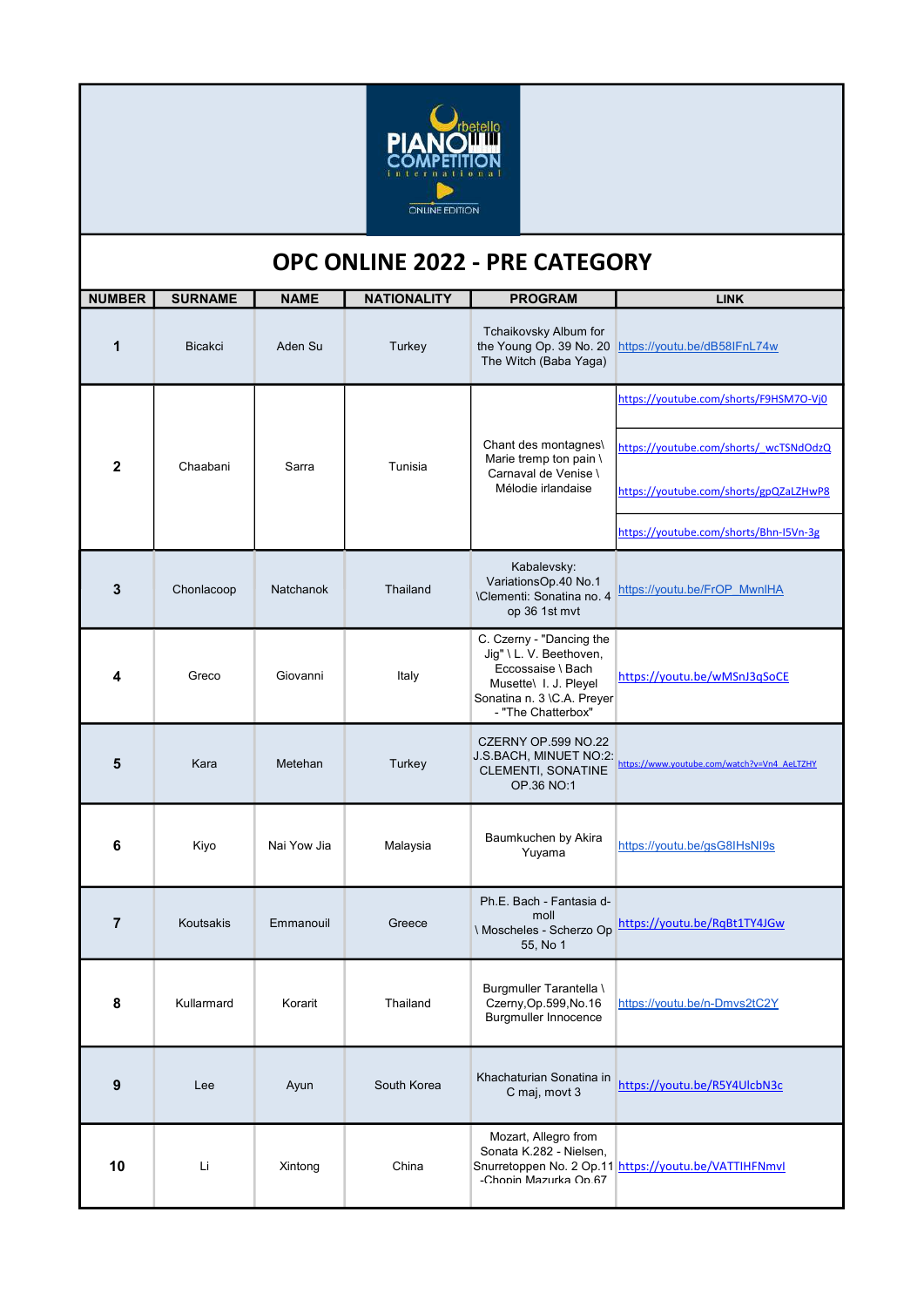# OPC ONLINE 2022 - PRE CATEGORY

| NUMBER | SURNAME | NAME | NATIONALITY | PROGRAM | LINK |
|---|---|---|---|---|---|
| 1 | Bicakci | Aden Su | Turkey | Tchaikovsky Album for the Young Op. 39 No. 20 The Witch (Baba Yaga) | https://youtu.be/dB58IFnL74w |
| 2 | Chaabani | Sarra | Tunisia | Chant des montagnes\ Marie tremp ton pain \ Carnaval de Venise \ Mélodie irlandaise | https://youtube.com/shorts/F9HSM7O-Vj0 https://youtube.com/shorts/_wcTSNdOdzQ https://youtube.com/shorts/gpQZaLZHwP8 https://youtube.com/shorts/Bhn-I5Vn-3g |
| 3 | Chonlacoop | Natchanok | Thailand | Kabalevsky: VariationsOp.40 No.1 \Clementi: Sonatina no. 4 op 36 1st mvt | https://youtu.be/FrOP_MwnIHA |
| 4 | Greco | Giovanni | Italy | C. Czerny - "Dancing the Jig" \ L. V. Beethoven, Eccossaise \ Bach Musette\ I. J. Pleyel Sonatina n. 3 \C.A. Preyer - "The Chatterbox" | https://youtu.be/wMSnJ3qSoCE |
| 5 | Kara | Metehan | Turkey | CZERNY OP.599 NO.22 J.S.BACH, MINUET NO:2: CLEMENTI, SONATINE OP.36 NO:1 | https://www.youtube.com/watch?v=Vn4_AeLTZHY |
| 6 | Kiyo | Nai Yow Jia | Malaysia | Baumkuchen by Akira Yuyama | https://youtu.be/gsG8IHsNI9s |
| 7 | Koutsakis | Emmanouil | Greece | Ph.E. Bach - Fantasia d-moll \ Moscheles - Scherzo Op 55, No 1 | https://youtu.be/RqBt1TY4JGw |
| 8 | Kullarmard | Korarit | Thailand | Burgmuller Tarantella \ Czerny,Op.599,No.16 Burgmuller Innocence | https://youtu.be/n-Dmvs2tC2Y |
| 9 | Lee | Ayun | South Korea | Khachaturian Sonatina in C maj, movt 3 | https://youtu.be/R5Y4UlcbN3c |
| 10 | Li | Xintong | China | Mozart, Allegro from Sonata K.282 - Nielsen, Snurretoppen No. 2 Op.11 -Chopin Mazurka Op.67 | https://youtu.be/VATTIHFNmvI |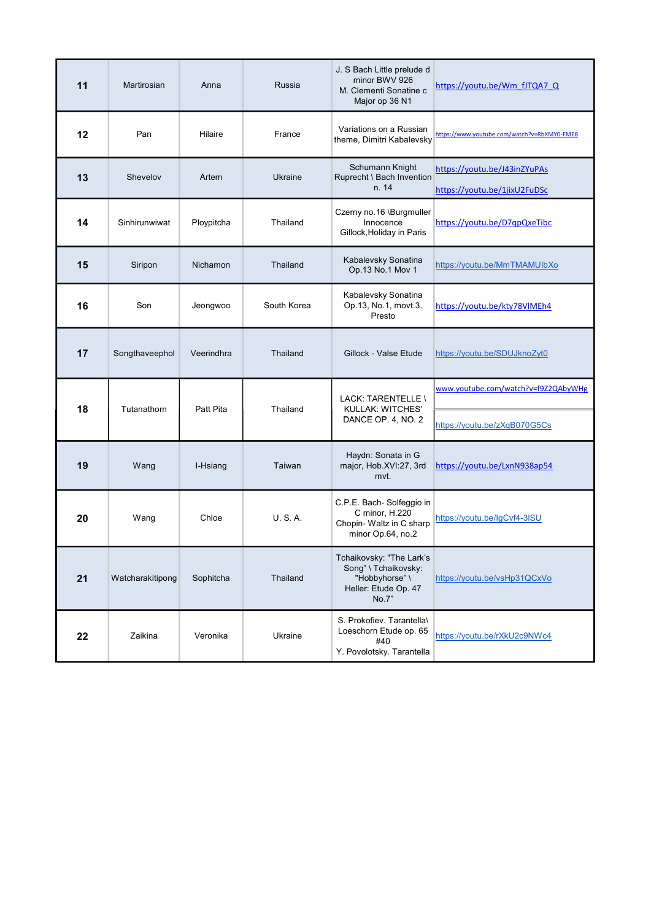| | | | | | |
|---|---|---|---|---|---|
| **11** | Martirosian | Anna | Russia | J. S Bach Little prelude d minor BWV 926<br>M. Clementi Sonatine c Major op 36 N1 | https://youtu.be/Wm_fJTQA7_Q |
| **12** | Pan | Hilaire | France | Variations on a Russian theme, Dimitri Kabalevsky | https://www.youtube.com/watch?v=RbXMY0-FME8 |
| **13** | Shevelov | Artem | Ukraine | Schumann Knight Ruprecht \ Bach Invention n. 14 | https://youtu.be/J43inZYuPAs<br>https://youtu.be/1jixU2FuDSc |
| **14** | Sinhirunwiwat | Ploypitcha | Thailand | Czerny no.16 \Burgmuller Innocence Gillock,Holiday in Paris | https://youtu.be/D7qpQxeTibc |
| **15** | Siripon | Nichamon | Thailand | Kabalevsky Sonatina Op.13 No.1 Mov 1 | https://youtu.be/MmTMAMUIbXo |
| **16** | Son | Jeongwoo | South Korea | Kabalevsky Sonatina Op.13, No.1, movt.3. Presto | https://youtu.be/kty78VlMEh4 |
| **17** | Songthaveephol | Veerindhra | Thailand | Gillock - Valse Etude | https://youtu.be/SDUJknoZyt0 |
| **18** | Tutanathorn | Patt Pita | Thailand | LACK: TARENTELLE \ KULLAK: WITCHES' DANCE OP. 4, NO. 2 | www.youtube.com/watch?v=f9Z2QAbyWHg<br>https://youtu.be/zXqB070G5Cs |
| **19** | Wang | I-Hsiang | Taiwan | Haydn: Sonata in G major, Hob.XVI:27, 3rd mvt. | https://youtu.be/LxnN938ap54 |
| **20** | Wang | Chloe | U. S. A. | C.P.E. Bach- Solfeggio in C minor, H.220<br>Chopin- Waltz in C sharp minor Op.64, no.2 | https://youtu.be/lgCvf4-3lSU |
| **21** | Watcharakitipong | Sophitcha | Thailand | Tchaikovsky: "The Lark's Song" \ Tchaikovsky: "Hobbyhorse" \ Heller: Etude Op. 47 No.7" | https://youtu.be/vsHp31QCxVo |
| **22** | Zaikina | Veronika | Ukraine | S. Prokofiev. Tarantella\ Loeschorn Etude op. 65 #40<br>Y. Povolotsky. Tarantella | https://youtu.be/rXkU2c9NWc4 |